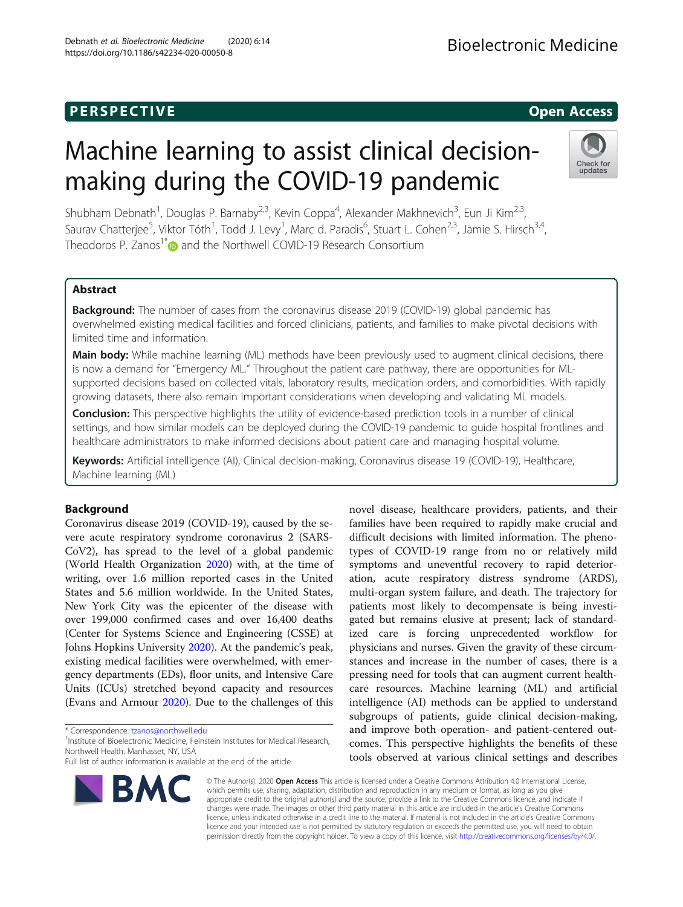PERSPECTIVE

Open Access

# Machine learning to assist clinical decision-making during the COVID-19 pandemic

Shubham Debnath[1], Douglas P. Barnaby[2,3], Kevin Coppa[4], Alexander Makhnevich[3], Eun Ji Kim[2,3], Saurav Chatterjee[5], Viktor Tóth[1], Todd J. Levy[1], Marc d. Paradis[6], Stuart L. Cohen[2,3], Jamie S. Hirsch[3,4], Theodoros P. Zanos[1*] and the Northwell COVID-19 Research Consortium

## Abstract

**Background:** The number of cases from the coronavirus disease 2019 (COVID-19) global pandemic has overwhelmed existing medical facilities and forced clinicians, patients, and families to make pivotal decisions with limited time and information.

**Main body:** While machine learning (ML) methods have been previously used to augment clinical decisions, there is now a demand for "Emergency ML." Throughout the patient care pathway, there are opportunities for ML-supported decisions based on collected vitals, laboratory results, medication orders, and comorbidities. With rapidly growing datasets, there also remain important considerations when developing and validating ML models.

**Conclusion:** This perspective highlights the utility of evidence-based prediction tools in a number of clinical settings, and how similar models can be deployed during the COVID-19 pandemic to guide hospital frontlines and healthcare administrators to make informed decisions about patient care and managing hospital volume.

**Keywords:** Artificial intelligence (AI), Clinical decision-making, Coronavirus disease 19 (COVID-19), Healthcare, Machine learning (ML)

## Background

Coronavirus disease 2019 (COVID-19), caused by the severe acute respiratory syndrome coronavirus 2 (SARS-CoV2), has spread to the level of a global pandemic (World Health Organization 2020) with, at the time of writing, over 1.6 million reported cases in the United States and 5.6 million worldwide. In the United States, New York City was the epicenter of the disease with over 199,000 confirmed cases and over 16,400 deaths (Center for Systems Science and Engineering (CSSE) at Johns Hopkins University 2020). At the pandemic's peak, existing medical facilities were overwhelmed, with emergency departments (EDs), floor units, and Intensive Care Units (ICUs) stretched beyond capacity and resources (Evans and Armour 2020). Due to the challenges of this novel disease, healthcare providers, patients, and their families have been required to rapidly make crucial and difficult decisions with limited information. The phenotypes of COVID-19 range from no or relatively mild symptoms and uneventful recovery to rapid deterioration, acute respiratory distress syndrome (ARDS), multi-organ system failure, and death. The trajectory for patients most likely to decompensate is being investigated but remains elusive at present; lack of standardized care is forcing unprecedented workflow for physicians and nurses. Given the gravity of these circumstances and increase in the number of cases, there is a pressing need for tools that can augment current healthcare resources. Machine learning (ML) and artificial intelligence (AI) methods can be applied to understand subgroups of patients, guide clinical decision-making, and improve both operation- and patient-centered outcomes. This perspective highlights the benefits of these tools observed at various clinical settings and describes

\* Correspondence: tzanos@northwell.edu
[1]Institute of Bioelectronic Medicine, Feinstein Institutes for Medical Research, Northwell Health, Manhasset, NY, USA
Full list of author information is available at the end of the article

© The Author(s). 2020 **Open Access** This article is licensed under a Creative Commons Attribution 4.0 International License, which permits use, sharing, adaptation, distribution and reproduction in any medium or format, as long as you give appropriate credit to the original author(s) and the source, provide a link to the Creative Commons licence, and indicate if changes were made. The images or other third party material in this article are included in the article's Creative Commons licence, unless indicated otherwise in a credit line to the material. If material is not included in the article's Creative Commons licence and your intended use is not permitted by statutory regulation or exceeds the permitted use, you will need to obtain permission directly from the copyright holder. To view a copy of this licence, visit http://creativecommons.org/licenses/by/4.0/.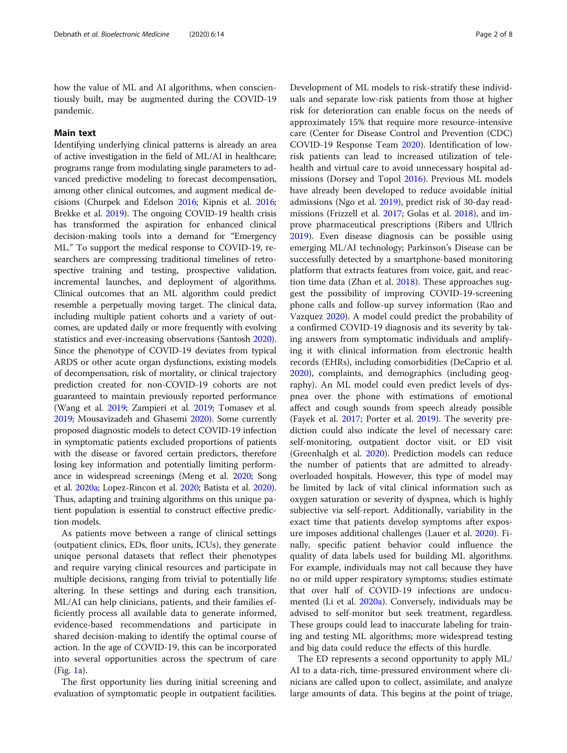how the value of ML and AI algorithms, when conscientiously built, may be augmented during the COVID-19 pandemic.

## Main text

Identifying underlying clinical patterns is already an area of active investigation in the field of ML/AI in healthcare; programs range from modulating single parameters to advanced predictive modeling to forecast decompensation, among other clinical outcomes, and augment medical decisions (Churpek and Edelson 2016; Kipnis et al. 2016; Brekke et al. 2019). The ongoing COVID-19 health crisis has transformed the aspiration for enhanced clinical decision-making tools into a demand for "Emergency ML." To support the medical response to COVID-19, researchers are compressing traditional timelines of retrospective training and testing, prospective validation, incremental launches, and deployment of algorithms. Clinical outcomes that an ML algorithm could predict resemble a perpetually moving target. The clinical data, including multiple patient cohorts and a variety of outcomes, are updated daily or more frequently with evolving statistics and ever-increasing observations (Santosh 2020). Since the phenotype of COVID-19 deviates from typical ARDS or other acute organ dysfunctions, existing models of decompensation, risk of mortality, or clinical trajectory prediction created for non-COVID-19 cohorts are not guaranteed to maintain previously reported performance (Wang et al. 2019; Zampieri et al. 2019; Tomasev et al. 2019; Mousavizadeh and Ghasemi 2020). Some currently proposed diagnostic models to detect COVID-19 infection in symptomatic patients excluded proportions of patients with the disease or favored certain predictors, therefore losing key information and potentially limiting performance in widespread screenings (Meng et al. 2020; Song et al. 2020a; Lopez-Rincon et al. 2020; Batista et al. 2020). Thus, adapting and training algorithms on this unique patient population is essential to construct effective prediction models.

As patients move between a range of clinical settings (outpatient clinics, EDs, floor units, ICUs), they generate unique personal datasets that reflect their phenotypes and require varying clinical resources and participate in multiple decisions, ranging from trivial to potentially life altering. In these settings and during each transition, ML/AI can help clinicians, patients, and their families efficiently process all available data to generate informed, evidence-based recommendations and participate in shared decision-making to identify the optimal course of action. In the age of COVID-19, this can be incorporated into several opportunities across the spectrum of care (Fig. 1a).

The first opportunity lies during initial screening and evaluation of symptomatic people in outpatient facilities. Development of ML models to risk-stratify these individuals and separate low-risk patients from those at higher risk for deterioration can enable focus on the needs of approximately 15% that require more resource-intensive care (Center for Disease Control and Prevention (CDC) COVID-19 Response Team 2020). Identification of low-risk patients can lead to increased utilization of telehealth and virtual care to avoid unnecessary hospital admissions (Dorsey and Topol 2016). Previous ML models have already been developed to reduce avoidable initial admissions (Ngo et al. 2019), predict risk of 30-day readmissions (Frizzell et al. 2017; Golas et al. 2018), and improve pharmaceutical prescriptions (Ribers and Ullrich 2019). Even disease diagnosis can be possible using emerging ML/AI technology; Parkinson's Disease can be successfully detected by a smartphone-based monitoring platform that extracts features from voice, gait, and reaction time data (Zhan et al. 2018). These approaches suggest the possibility of improving COVID-19-screening phone calls and follow-up survey information (Rao and Vazquez 2020). A model could predict the probability of a confirmed COVID-19 diagnosis and its severity by taking answers from symptomatic individuals and amplifying it with clinical information from electronic health records (EHRs), including comorbidities (DeCaprio et al. 2020), complaints, and demographics (including geography). An ML model could even predict levels of dyspnea over the phone with estimations of emotional affect and cough sounds from speech already possible (Fayek et al. 2017; Porter et al. 2019). The severity prediction could also indicate the level of necessary care: self-monitoring, outpatient doctor visit, or ED visit (Greenhalgh et al. 2020). Prediction models can reduce the number of patients that are admitted to already-overloaded hospitals. However, this type of model may be limited by lack of vital clinical information such as oxygen saturation or severity of dyspnea, which is highly subjective via self-report. Additionally, variability in the exact time that patients develop symptoms after exposure imposes additional challenges (Lauer et al. 2020). Finally, specific patient behavior could influence the quality of data labels used for building ML algorithms. For example, individuals may not call because they have no or mild upper respiratory symptoms; studies estimate that over half of COVID-19 infections are undocumented (Li et al. 2020a). Conversely, individuals may be advised to self-monitor but seek treatment, regardless. These groups could lead to inaccurate labeling for training and testing ML algorithms; more widespread testing and big data could reduce the effects of this hurdle.

The ED represents a second opportunity to apply ML/AI to a data-rich, time-pressured environment where clinicians are called upon to collect, assimilate, and analyze large amounts of data. This begins at the point of triage,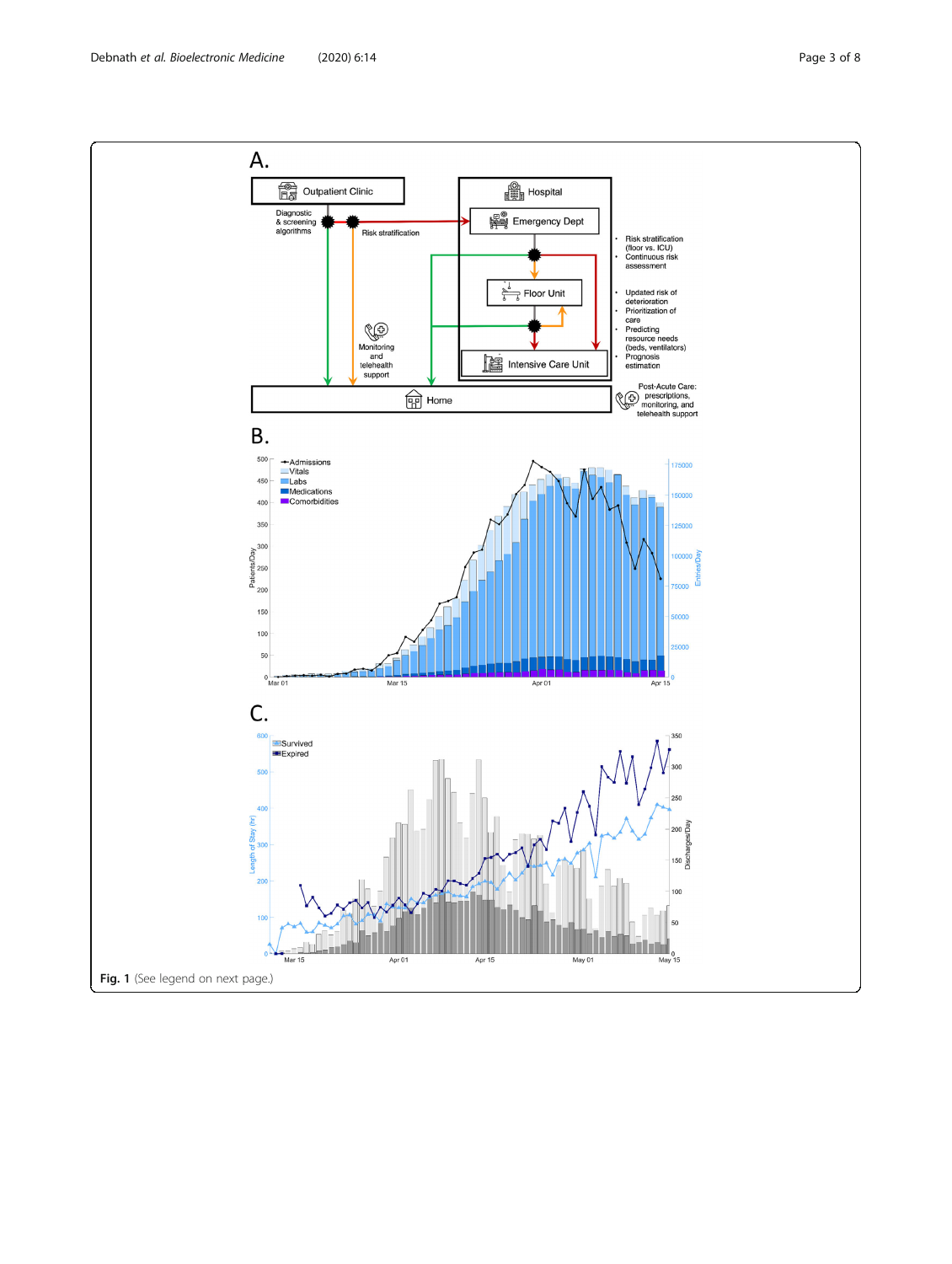**Fig. 1** (See legend on next page.)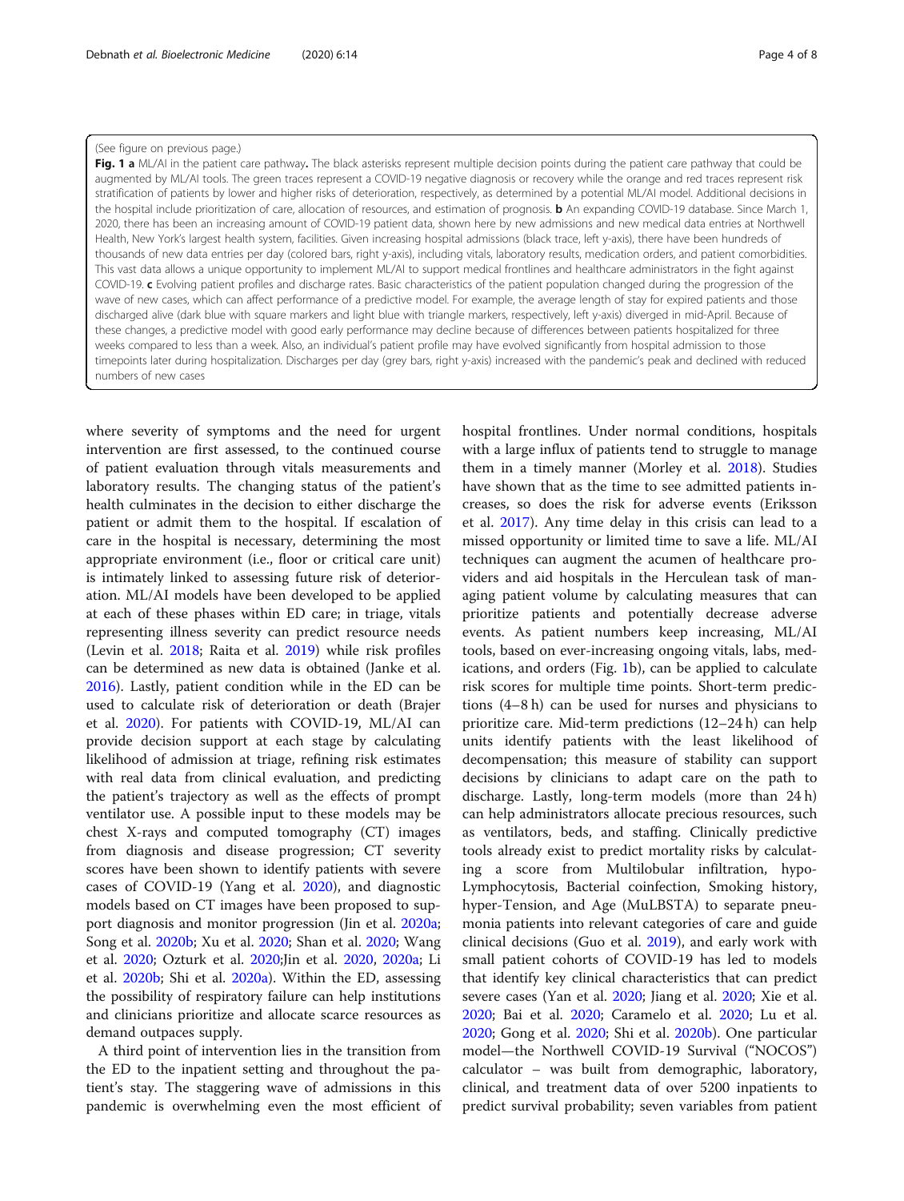(See figure on previous page.)

**Fig. 1 a** ML/AI in the patient care pathway**.** The black asterisks represent multiple decision points during the patient care pathway that could be augmented by ML/AI tools. The green traces represent a COVID-19 negative diagnosis or recovery while the orange and red traces represent risk stratification of patients by lower and higher risks of deterioration, respectively, as determined by a potential ML/AI model. Additional decisions in the hospital include prioritization of care, allocation of resources, and estimation of prognosis. **b** An expanding COVID-19 database. Since March 1, 2020, there has been an increasing amount of COVID-19 patient data, shown here by new admissions and new medical data entries at Northwell Health, New York's largest health system, facilities. Given increasing hospital admissions (black trace, left y-axis), there have been hundreds of thousands of new data entries per day (colored bars, right y-axis), including vitals, laboratory results, medication orders, and patient comorbidities. This vast data allows a unique opportunity to implement ML/AI to support medical frontlines and healthcare administrators in the fight against COVID-19. **c** Evolving patient profiles and discharge rates. Basic characteristics of the patient population changed during the progression of the wave of new cases, which can affect performance of a predictive model. For example, the average length of stay for expired patients and those discharged alive (dark blue with square markers and light blue with triangle markers, respectively, left y-axis) diverged in mid-April. Because of these changes, a predictive model with good early performance may decline because of differences between patients hospitalized for three weeks compared to less than a week. Also, an individual's patient profile may have evolved significantly from hospital admission to those timepoints later during hospitalization. Discharges per day (grey bars, right y-axis) increased with the pandemic's peak and declined with reduced numbers of new cases

where severity of symptoms and the need for urgent intervention are first assessed, to the continued course of patient evaluation through vitals measurements and laboratory results. The changing status of the patient's health culminates in the decision to either discharge the patient or admit them to the hospital. If escalation of care in the hospital is necessary, determining the most appropriate environment (i.e., floor or critical care unit) is intimately linked to assessing future risk of deterioration. ML/AI models have been developed to be applied at each of these phases within ED care; in triage, vitals representing illness severity can predict resource needs (Levin et al. 2018; Raita et al. 2019) while risk profiles can be determined as new data is obtained (Janke et al. 2016). Lastly, patient condition while in the ED can be used to calculate risk of deterioration or death (Brajer et al. 2020). For patients with COVID-19, ML/AI can provide decision support at each stage by calculating likelihood of admission at triage, refining risk estimates with real data from clinical evaluation, and predicting the patient's trajectory as well as the effects of prompt ventilator use. A possible input to these models may be chest X-rays and computed tomography (CT) images from diagnosis and disease progression; CT severity scores have been shown to identify patients with severe cases of COVID-19 (Yang et al. 2020), and diagnostic models based on CT images have been proposed to support diagnosis and monitor progression (Jin et al. 2020a; Song et al. 2020b; Xu et al. 2020; Shan et al. 2020; Wang et al. 2020; Ozturk et al. 2020;Jin et al. 2020, 2020a; Li et al. 2020b; Shi et al. 2020a). Within the ED, assessing the possibility of respiratory failure can help institutions and clinicians prioritize and allocate scarce resources as demand outpaces supply.

A third point of intervention lies in the transition from the ED to the inpatient setting and throughout the patient's stay. The staggering wave of admissions in this pandemic is overwhelming even the most efficient of hospital frontlines. Under normal conditions, hospitals with a large influx of patients tend to struggle to manage them in a timely manner (Morley et al. 2018). Studies have shown that as the time to see admitted patients increases, so does the risk for adverse events (Eriksson et al. 2017). Any time delay in this crisis can lead to a missed opportunity or limited time to save a life. ML/AI techniques can augment the acumen of healthcare providers and aid hospitals in the Herculean task of managing patient volume by calculating measures that can prioritize patients and potentially decrease adverse events. As patient numbers keep increasing, ML/AI tools, based on ever-increasing ongoing vitals, labs, medications, and orders (Fig. 1b), can be applied to calculate risk scores for multiple time points. Short-term predictions (4–8 h) can be used for nurses and physicians to prioritize care. Mid-term predictions (12–24 h) can help units identify patients with the least likelihood of decompensation; this measure of stability can support decisions by clinicians to adapt care on the path to discharge. Lastly, long-term models (more than 24 h) can help administrators allocate precious resources, such as ventilators, beds, and staffing. Clinically predictive tools already exist to predict mortality risks by calculating a score from Multilobular infiltration, hypo-Lymphocytosis, Bacterial coinfection, Smoking history, hyper-Tension, and Age (MuLBSTA) to separate pneumonia patients into relevant categories of care and guide clinical decisions (Guo et al. 2019), and early work with small patient cohorts of COVID-19 has led to models that identify key clinical characteristics that can predict severe cases (Yan et al. 2020; Jiang et al. 2020; Xie et al. 2020; Bai et al. 2020; Caramelo et al. 2020; Lu et al. 2020; Gong et al. 2020; Shi et al. 2020b). One particular model—the Northwell COVID-19 Survival ("NOCOS") calculator – was built from demographic, laboratory, clinical, and treatment data of over 5200 inpatients to predict survival probability; seven variables from patient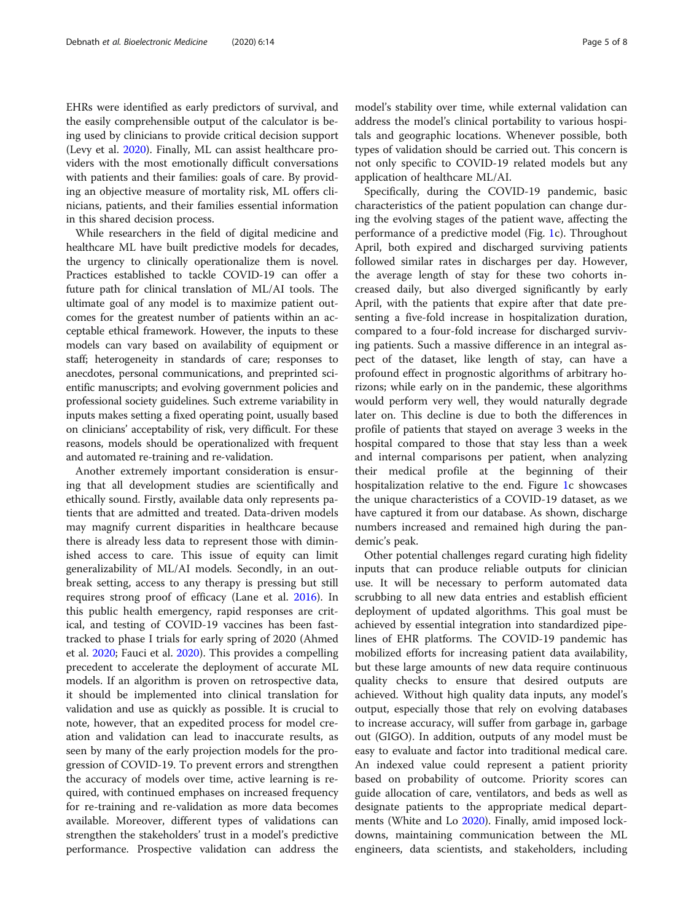EHRs were identified as early predictors of survival, and the easily comprehensible output of the calculator is being used by clinicians to provide critical decision support (Levy et al. 2020). Finally, ML can assist healthcare providers with the most emotionally difficult conversations with patients and their families: goals of care. By providing an objective measure of mortality risk, ML offers clinicians, patients, and their families essential information in this shared decision process.

While researchers in the field of digital medicine and healthcare ML have built predictive models for decades, the urgency to clinically operationalize them is novel. Practices established to tackle COVID-19 can offer a future path for clinical translation of ML/AI tools. The ultimate goal of any model is to maximize patient outcomes for the greatest number of patients within an acceptable ethical framework. However, the inputs to these models can vary based on availability of equipment or staff; heterogeneity in standards of care; responses to anecdotes, personal communications, and preprinted scientific manuscripts; and evolving government policies and professional society guidelines. Such extreme variability in inputs makes setting a fixed operating point, usually based on clinicians' acceptability of risk, very difficult. For these reasons, models should be operationalized with frequent and automated re-training and re-validation.

Another extremely important consideration is ensuring that all development studies are scientifically and ethically sound. Firstly, available data only represents patients that are admitted and treated. Data-driven models may magnify current disparities in healthcare because there is already less data to represent those with diminished access to care. This issue of equity can limit generalizability of ML/AI models. Secondly, in an outbreak setting, access to any therapy is pressing but still requires strong proof of efficacy (Lane et al. 2016). In this public health emergency, rapid responses are critical, and testing of COVID-19 vaccines has been fast-tracked to phase I trials for early spring of 2020 (Ahmed et al. 2020; Fauci et al. 2020). This provides a compelling precedent to accelerate the deployment of accurate ML models. If an algorithm is proven on retrospective data, it should be implemented into clinical translation for validation and use as quickly as possible. It is crucial to note, however, that an expedited process for model creation and validation can lead to inaccurate results, as seen by many of the early projection models for the progression of COVID-19. To prevent errors and strengthen the accuracy of models over time, active learning is required, with continued emphases on increased frequency for re-training and re-validation as more data becomes available. Moreover, different types of validations can strengthen the stakeholders' trust in a model's predictive performance. Prospective validation can address the model's stability over time, while external validation can address the model's clinical portability to various hospitals and geographic locations. Whenever possible, both types of validation should be carried out. This concern is not only specific to COVID-19 related models but any application of healthcare ML/AI.

Specifically, during the COVID-19 pandemic, basic characteristics of the patient population can change during the evolving stages of the patient wave, affecting the performance of a predictive model (Fig. 1c). Throughout April, both expired and discharged surviving patients followed similar rates in discharges per day. However, the average length of stay for these two cohorts increased daily, but also diverged significantly by early April, with the patients that expire after that date presenting a five-fold increase in hospitalization duration, compared to a four-fold increase for discharged surviving patients. Such a massive difference in an integral aspect of the dataset, like length of stay, can have a profound effect in prognostic algorithms of arbitrary horizons; while early on in the pandemic, these algorithms would perform very well, they would naturally degrade later on. This decline is due to both the differences in profile of patients that stayed on average 3 weeks in the hospital compared to those that stay less than a week and internal comparisons per patient, when analyzing their medical profile at the beginning of their hospitalization relative to the end. Figure 1c showcases the unique characteristics of a COVID-19 dataset, as we have captured it from our database. As shown, discharge numbers increased and remained high during the pandemic's peak.

Other potential challenges regard curating high fidelity inputs that can produce reliable outputs for clinician use. It will be necessary to perform automated data scrubbing to all new data entries and establish efficient deployment of updated algorithms. This goal must be achieved by essential integration into standardized pipelines of EHR platforms. The COVID-19 pandemic has mobilized efforts for increasing patient data availability, but these large amounts of new data require continuous quality checks to ensure that desired outputs are achieved. Without high quality data inputs, any model's output, especially those that rely on evolving databases to increase accuracy, will suffer from garbage in, garbage out (GIGO). In addition, outputs of any model must be easy to evaluate and factor into traditional medical care. An indexed value could represent a patient priority based on probability of outcome. Priority scores can guide allocation of care, ventilators, and beds as well as designate patients to the appropriate medical departments (White and Lo 2020). Finally, amid imposed lockdowns, maintaining communication between the ML engineers, data scientists, and stakeholders, including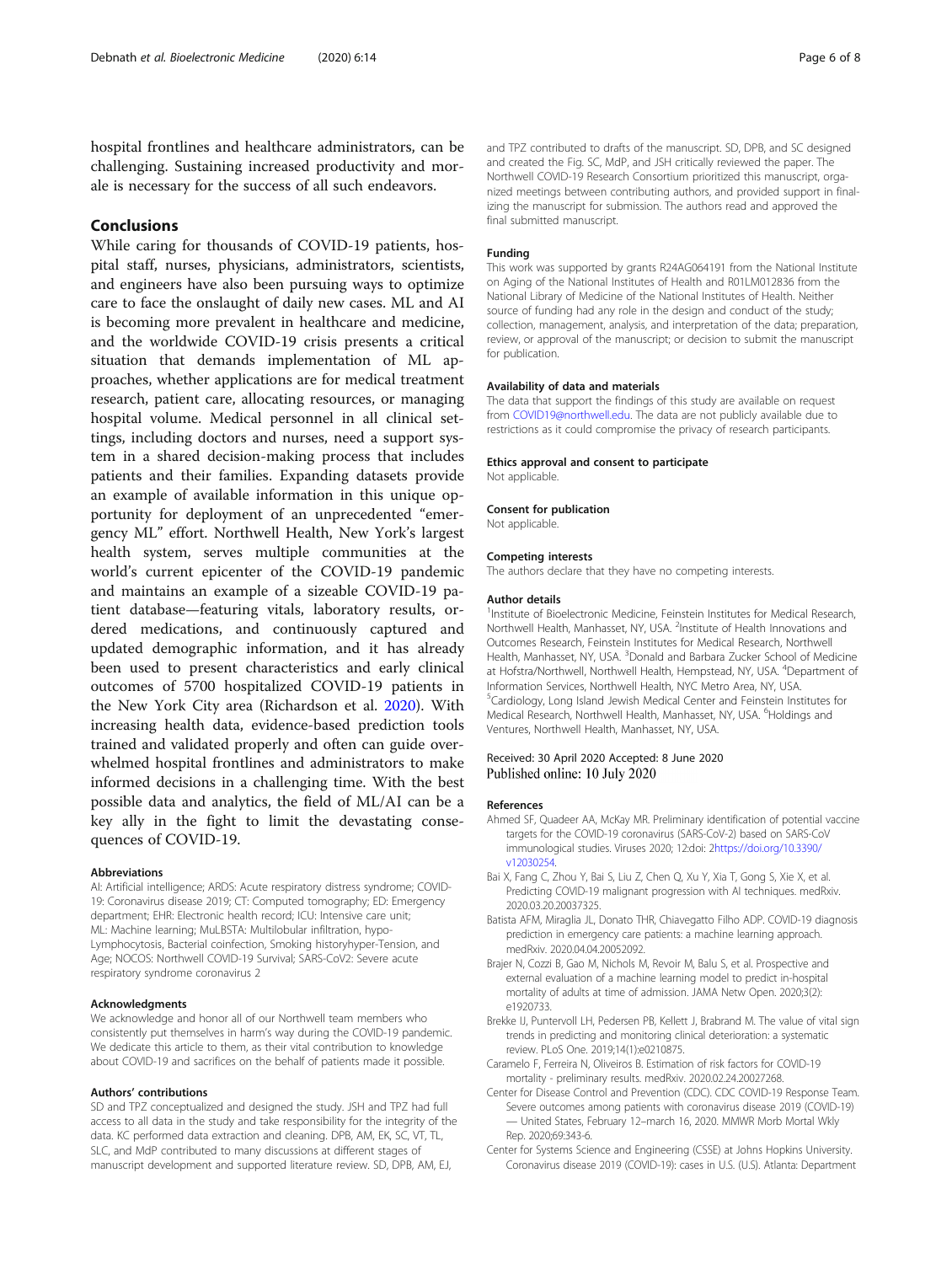hospital frontlines and healthcare administrators, can be challenging. Sustaining increased productivity and morale is necessary for the success of all such endeavors.

## Conclusions

While caring for thousands of COVID-19 patients, hospital staff, nurses, physicians, administrators, scientists, and engineers have also been pursuing ways to optimize care to face the onslaught of daily new cases. ML and AI is becoming more prevalent in healthcare and medicine, and the worldwide COVID-19 crisis presents a critical situation that demands implementation of ML approaches, whether applications are for medical treatment research, patient care, allocating resources, or managing hospital volume. Medical personnel in all clinical settings, including doctors and nurses, need a support system in a shared decision-making process that includes patients and their families. Expanding datasets provide an example of available information in this unique opportunity for deployment of an unprecedented "emergency ML" effort. Northwell Health, New York's largest health system, serves multiple communities at the world's current epicenter of the COVID-19 pandemic and maintains an example of a sizeable COVID-19 patient database—featuring vitals, laboratory results, ordered medications, and continuously captured and updated demographic information, and it has already been used to present characteristics and early clinical outcomes of 5700 hospitalized COVID-19 patients in the New York City area (Richardson et al. 2020). With increasing health data, evidence-based prediction tools trained and validated properly and often can guide overwhelmed hospital frontlines and administrators to make informed decisions in a challenging time. With the best possible data and analytics, the field of ML/AI can be a key ally in the fight to limit the devastating consequences of COVID-19.

#### Abbreviations

AI: Artificial intelligence; ARDS: Acute respiratory distress syndrome; COVID-19: Coronavirus disease 2019; CT: Computed tomography; ED: Emergency department; EHR: Electronic health record; ICU: Intensive care unit; ML: Machine learning; MuLBSTA: Multilobular infiltration, hypo-Lymphocytosis, Bacterial coinfection, Smoking historyhyper-Tension, and Age; NOCOS: Northwell COVID-19 Survival; SARS-CoV2: Severe acute respiratory syndrome coronavirus 2

#### Acknowledgments

We acknowledge and honor all of our Northwell team members who consistently put themselves in harm's way during the COVID-19 pandemic. We dedicate this article to them, as their vital contribution to knowledge about COVID-19 and sacrifices on the behalf of patients made it possible.

#### Authors' contributions

SD and TPZ conceptualized and designed the study. JSH and TPZ had full access to all data in the study and take responsibility for the integrity of the data. KC performed data extraction and cleaning. DPB, AM, EK, SC, VT, TL, SLC, and MdP contributed to many discussions at different stages of manuscript development and supported literature review. SD, DPB, AM, EJ, and TPZ contributed to drafts of the manuscript. SD, DPB, and SC designed and created the Fig. SC, MdP, and JSH critically reviewed the paper. The Northwell COVID-19 Research Consortium prioritized this manuscript, organized meetings between contributing authors, and provided support in finalizing the manuscript for submission. The authors read and approved the final submitted manuscript.

#### Funding

This work was supported by grants R24AG064191 from the National Institute on Aging of the National Institutes of Health and R01LM012836 from the National Library of Medicine of the National Institutes of Health. Neither source of funding had any role in the design and conduct of the study; collection, management, analysis, and interpretation of the data; preparation, review, or approval of the manuscript; or decision to submit the manuscript for publication.

#### Availability of data and materials

The data that support the findings of this study are available on request from COVID19@northwell.edu. The data are not publicly available due to restrictions as it could compromise the privacy of research participants.

#### Ethics approval and consent to participate

Not applicable.

#### Consent for publication

Not applicable.

#### Competing interests

The authors declare that they have no competing interests.

#### Author details

[1]Institute of Bioelectronic Medicine, Feinstein Institutes for Medical Research, Northwell Health, Manhasset, NY, USA. [2]Institute of Health Innovations and Outcomes Research, Feinstein Institutes for Medical Research, Northwell Health, Manhasset, NY, USA. [3]Donald and Barbara Zucker School of Medicine at Hofstra/Northwell, Northwell Health, Hempstead, NY, USA. [4]Department of Information Services, Northwell Health, NYC Metro Area, NY, USA. [5]Cardiology, Long Island Jewish Medical Center and Feinstein Institutes for Medical Research, Northwell Health, Manhasset, NY, USA. [6]Holdings and Ventures, Northwell Health, Manhasset, NY, USA.

Received: 30 April 2020 Accepted: 8 June 2020
Published online: 10 July 2020

#### References

Ahmed SF, Quadeer AA, McKay MR. Preliminary identification of potential vaccine targets for the COVID-19 coronavirus (SARS-CoV-2) based on SARS-CoV immunological studies. Viruses 2020; 12:doi: 2https://doi.org/10.3390/v12030254.

Bai X, Fang C, Zhou Y, Bai S, Liu Z, Chen Q, Xu Y, Xia T, Gong S, Xie X, et al. Predicting COVID-19 malignant progression with AI techniques. medRxiv. 2020.03.20.20037325.

Batista AFM, Miraglia JL, Donato THR, Chiavegatto Filho ADP. COVID-19 diagnosis prediction in emergency care patients: a machine learning approach. medRxiv. 2020.04.04.20052092.

Brajer N, Cozzi B, Gao M, Nichols M, Revoir M, Balu S, et al. Prospective and external evaluation of a machine learning model to predict in-hospital mortality of adults at time of admission. JAMA Netw Open. 2020;3(2): e1920733.

Brekke IJ, Puntervoll LH, Pedersen PB, Kellett J, Brabrand M. The value of vital sign trends in predicting and monitoring clinical deterioration: a systematic review. PLoS One. 2019;14(1):e0210875.

Caramelo F, Ferreira N, Oliveiros B. Estimation of risk factors for COVID-19 mortality - preliminary results. medRxiv. 2020.02.24.20027268.

Center for Disease Control and Prevention (CDC). CDC COVID-19 Response Team. Severe outcomes among patients with coronavirus disease 2019 (COVID-19) — United States, February 12–march 16, 2020. MMWR Morb Mortal Wkly Rep. 2020;69:343-6.

Center for Systems Science and Engineering (CSSE) at Johns Hopkins University. Coronavirus disease 2019 (COVID-19): cases in U.S. (U.S). Atlanta: Department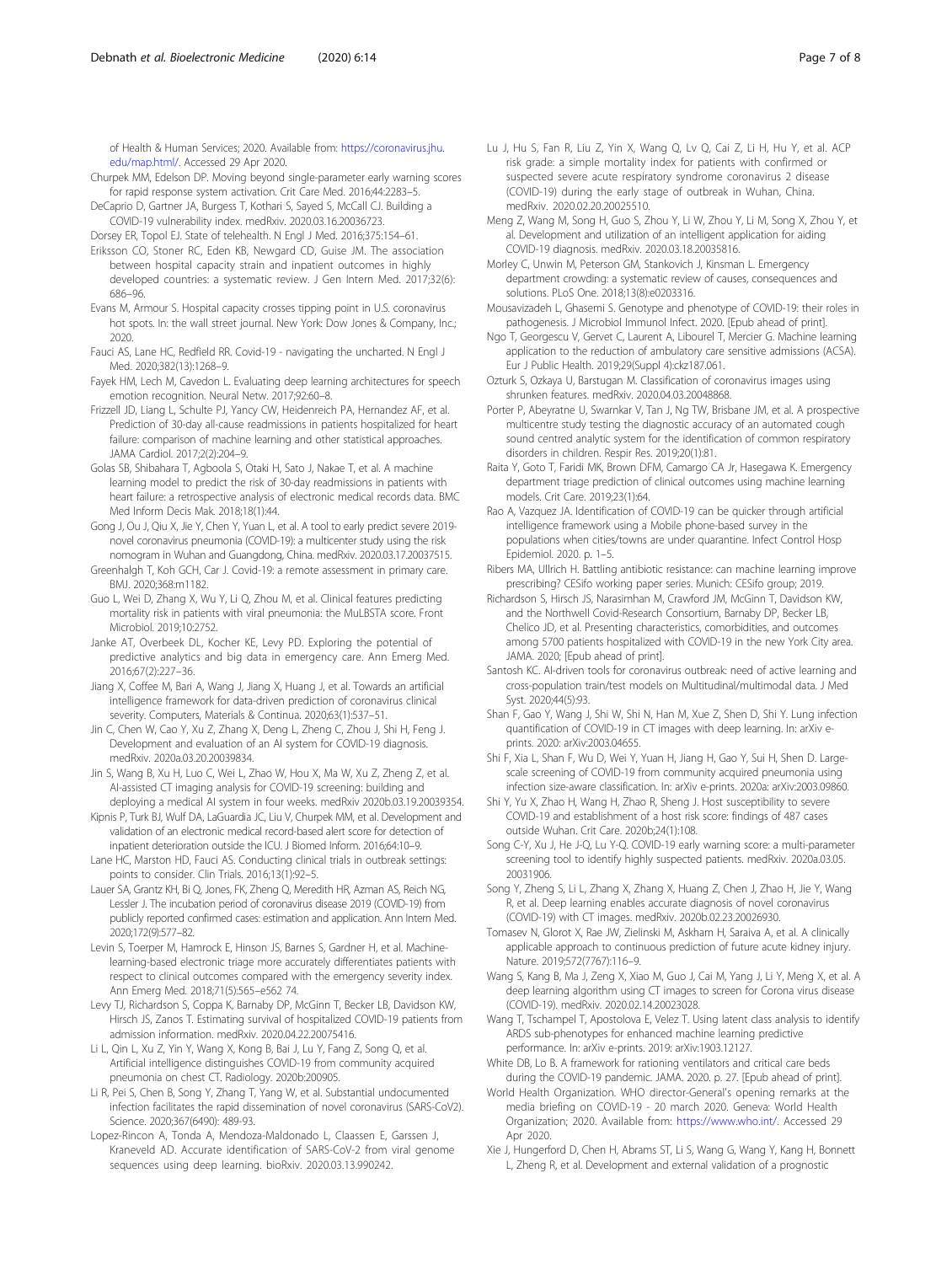of Health & Human Services; 2020. Available from: https://coronavirus.jhu.edu/map.html/. Accessed 29 Apr 2020.

Churpek MM, Edelson DP. Moving beyond single-parameter early warning scores for rapid response system activation. Crit Care Med. 2016;44:2283–5.

DeCaprio D, Gartner JA, Burgess T, Kothari S, Sayed S, McCall CJ. Building a COVID-19 vulnerability index. medRxiv. 2020.03.16.20036723.

Dorsey ER, Topol EJ. State of telehealth. N Engl J Med. 2016;375:154–61.

Eriksson CO, Stoner RC, Eden KB, Newgard CD, Guise JM. The association between hospital capacity strain and inpatient outcomes in highly developed countries: a systematic review. J Gen Intern Med. 2017;32(6): 686–96.

Evans M, Armour S. Hospital capacity crosses tipping point in U.S. coronavirus hot spots. In: the wall street journal. New York: Dow Jones & Company, Inc.; 2020.

Fauci AS, Lane HC, Redfield RR. Covid-19 - navigating the uncharted. N Engl J Med. 2020;382(13):1268–9.

Fayek HM, Lech M, Cavedon L. Evaluating deep learning architectures for speech emotion recognition. Neural Netw. 2017;92:60–8.

Frizzell JD, Liang L, Schulte PJ, Yancy CW, Heidenreich PA, Hernandez AF, et al. Prediction of 30-day all-cause readmissions in patients hospitalized for heart failure: comparison of machine learning and other statistical approaches. JAMA Cardiol. 2017;2(2):204–9.

Golas SB, Shibahara T, Agboola S, Otaki H, Sato J, Nakae T, et al. A machine learning model to predict the risk of 30-day readmissions in patients with heart failure: a retrospective analysis of electronic medical records data. BMC Med Inform Decis Mak. 2018;18(1):44.

Gong J, Ou J, Qiu X, Jie Y, Chen Y, Yuan L, et al. A tool to early predict severe 2019-novel coronavirus pneumonia (COVID-19): a multicenter study using the risk nomogram in Wuhan and Guangdong, China. medRxiv. 2020.03.17.20037515.

Greenhalgh T, Koh GCH, Car J. Covid-19: a remote assessment in primary care. BMJ. 2020;368:m1182.

Guo L, Wei D, Zhang X, Wu Y, Li Q, Zhou M, et al. Clinical features predicting mortality risk in patients with viral pneumonia: the MuLBSTA score. Front Microbiol. 2019;10:2752.

Janke AT, Overbeek DL, Kocher KE, Levy PD. Exploring the potential of predictive analytics and big data in emergency care. Ann Emerg Med. 2016;67(2):227–36.

Jiang X, Coffee M, Bari A, Wang J, Jiang X, Huang J, et al. Towards an artificial intelligence framework for data-driven prediction of coronavirus clinical severity. Computers, Materials & Continua. 2020;63(1):537–51.

Jin C, Chen W, Cao Y, Xu Z, Zhang X, Deng L, Zheng C, Zhou J, Shi H, Feng J. Development and evaluation of an AI system for COVID-19 diagnosis. medRxiv. 2020a.03.20.20039834.

Jin S, Wang B, Xu H, Luo C, Wei L, Zhao W, Hou X, Ma W, Xu Z, Zheng Z, et al. AI-assisted CT imaging analysis for COVID-19 screening: building and deploying a medical AI system in four weeks. medRxiv 2020b.03.19.20039354.

Kipnis P, Turk BJ, Wulf DA, LaGuardia JC, Liu V, Churpek MM, et al. Development and validation of an electronic medical record-based alert score for detection of inpatient deterioration outside the ICU. J Biomed Inform. 2016;64:10–9.

Lane HC, Marston HD, Fauci AS. Conducting clinical trials in outbreak settings: points to consider. Clin Trials. 2016;13(1):92–5.

Lauer SA, Grantz KH, Bi Q, Jones, FK, Zheng Q, Meredith HR, Azman AS, Reich NG, Lessler J. The incubation period of coronavirus disease 2019 (COVID-19) from publicly reported confirmed cases: estimation and application. Ann Intern Med. 2020;172(9):577–82.

Levin S, Toerper M, Hamrock E, Hinson JS, Barnes S, Gardner H, et al. Machine-learning-based electronic triage more accurately differentiates patients with respect to clinical outcomes compared with the emergency severity index. Ann Emerg Med. 2018;71(5):565–e562 74.

Levy TJ, Richardson S, Coppa K, Barnaby DP, McGinn T, Becker LB, Davidson KW, Hirsch JS, Zanos T. Estimating survival of hospitalized COVID-19 patients from admission information. medRxiv. 2020.04.22.20075416.

Li L, Qin L, Xu Z, Yin Y, Wang X, Kong B, Bai J, Lu Y, Fang Z, Song Q, et al. Artificial intelligence distinguishes COVID-19 from community acquired pneumonia on chest CT. Radiology. 2020b:200905.

Li R, Pei S, Chen B, Song Y, Zhang T, Yang W, et al. Substantial undocumented infection facilitates the rapid dissemination of novel coronavirus (SARS-CoV2). Science. 2020;367(6490): 489-93.

Lopez-Rincon A, Tonda A, Mendoza-Maldonado L, Claassen E, Garssen J, Kraneveld AD. Accurate identification of SARS-CoV-2 from viral genome sequences using deep learning. bioRxiv. 2020.03.13.990242.

Lu J, Hu S, Fan R, Liu Z, Yin X, Wang Q, Lv Q, Cai Z, Li H, Hu Y, et al. ACP risk grade: a simple mortality index for patients with confirmed or suspected severe acute respiratory syndrome coronavirus 2 disease (COVID-19) during the early stage of outbreak in Wuhan, China. medRxiv. 2020.02.20.20025510.

Meng Z, Wang M, Song H, Guo S, Zhou Y, Li W, Zhou Y, Li M, Song X, Zhou Y, et al. Development and utilization of an intelligent application for aiding COVID-19 diagnosis. medRxiv. 2020.03.18.20035816.

Morley C, Unwin M, Peterson GM, Stankovich J, Kinsman L. Emergency department crowding: a systematic review of causes, consequences and solutions. PLoS One. 2018;13(8):e0203316.

Mousavizadeh L, Ghasemi S. Genotype and phenotype of COVID-19: their roles in pathogenesis. J Microbiol Immunol Infect. 2020. [Epub ahead of print].

Ngo T, Georgescu V, Gervet C, Laurent A, Libourel T, Mercier G. Machine learning application to the reduction of ambulatory care sensitive admissions (ACSA). Eur J Public Health. 2019;29(Suppl 4):ckz187.061.

Ozturk S, Ozkaya U, Barstugan M. Classification of coronavirus images using shrunken features. medRxiv. 2020.04.03.20048868.

Porter P, Abeyratne U, Swarnkar V, Tan J, Ng TW, Brisbane JM, et al. A prospective multicentre study testing the diagnostic accuracy of an automated cough sound centred analytic system for the identification of common respiratory disorders in children. Respir Res. 2019;20(1):81.

Raita Y, Goto T, Faridi MK, Brown DFM, Camargo CA Jr, Hasegawa K. Emergency department triage prediction of clinical outcomes using machine learning models. Crit Care. 2019;23(1):64.

Rao A, Vazquez JA. Identification of COVID-19 can be quicker through artificial intelligence framework using a Mobile phone-based survey in the populations when cities/towns are under quarantine. Infect Control Hosp Epidemiol. 2020. p. 1–5.

Ribers MA, Ullrich H. Battling antibiotic resistance: can machine learning improve prescribing? CESifo working paper series. Munich: CESifo group; 2019.

Richardson S, Hirsch JS, Narasimhan M, Crawford JM, McGinn T, Davidson KW, and the Northwell Covid-Research Consortium, Barnaby DP, Becker LB, Chelico JD, et al. Presenting characteristics, comorbidities, and outcomes among 5700 patients hospitalized with COVID-19 in the new York City area. JAMA. 2020; [Epub ahead of print].

Santosh KC. AI-driven tools for coronavirus outbreak: need of active learning and cross-population train/test models on Multitudinal/multimodal data. J Med Syst. 2020;44(5):93.

Shan F, Gao Y, Wang J, Shi W, Shi N, Han M, Xue Z, Shen D, Shi Y. Lung infection quantification of COVID-19 in CT images with deep learning. In: arXiv e-prints. 2020: arXiv:2003.04655.

Shi F, Xia L, Shan F, Wu D, Wei Y, Yuan H, Jiang H, Gao Y, Sui H, Shen D. Large-scale screening of COVID-19 from community acquired pneumonia using infection size-aware classification. In: arXiv e-prints. 2020a: arXiv:2003.09860.

Shi Y, Yu X, Zhao H, Wang H, Zhao R, Sheng J. Host susceptibility to severe COVID-19 and establishment of a host risk score: findings of 487 cases outside Wuhan. Crit Care. 2020b;24(1):108.

Song C-Y, Xu J, He J-Q, Lu Y-Q. COVID-19 early warning score: a multi-parameter screening tool to identify highly suspected patients. medRxiv. 2020a.03.05.20031906.

Song Y, Zheng S, Li L, Zhang X, Zhang X, Huang Z, Chen J, Zhao H, Jie Y, Wang R, et al. Deep learning enables accurate diagnosis of novel coronavirus (COVID-19) with CT images. medRxiv. 2020b.02.23.20026930.

Tomasev N, Glorot X, Rae JW, Zielinski M, Askham H, Saraiva A, et al. A clinically applicable approach to continuous prediction of future acute kidney injury. Nature. 2019;572(7767):116–9.

Wang S, Kang B, Ma J, Zeng X, Xiao M, Guo J, Cai M, Yang J, Li Y, Meng X, et al. A deep learning algorithm using CT images to screen for Corona virus disease (COVID-19). medRxiv. 2020.02.14.20023028.

Wang T, Tschampel T, Apostolova E, Velez T. Using latent class analysis to identify ARDS sub-phenotypes for enhanced machine learning predictive performance. In: arXiv e-prints. 2019: arXiv:1903.12127.

White DB, Lo B. A framework for rationing ventilators and critical care beds during the COVID-19 pandemic. JAMA. 2020. p. 27. [Epub ahead of print].

World Health Organization. WHO director-General's opening remarks at the media briefing on COVID-19 - 20 march 2020. Geneva: World Health Organization; 2020. Available from: https://www.who.int/. Accessed 29 Apr 2020.

Xie J, Hungerford D, Chen H, Abrams ST, Li S, Wang G, Wang Y, Kang H, Bonnett L, Zheng R, et al. Development and external validation of a prognostic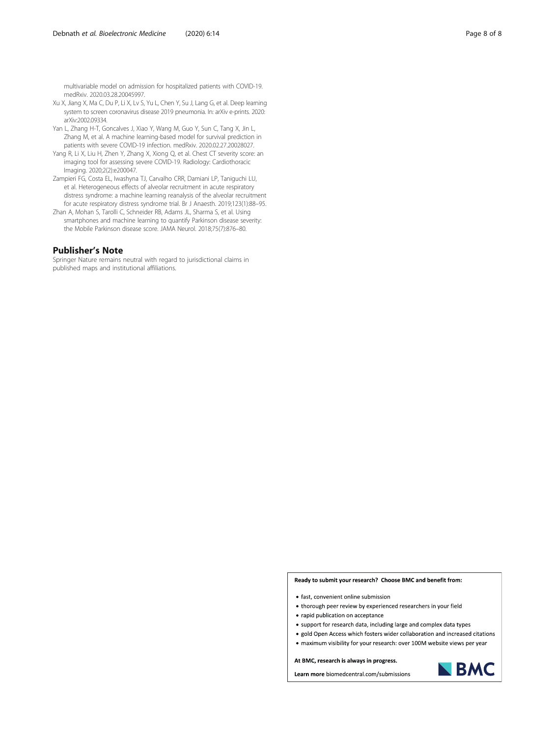multivariable model on admission for hospitalized patients with COVID-19. medRxiv. 2020.03.28.20045997.

Xu X, Jiang X, Ma C, Du P, Li X, Lv S, Yu L, Chen Y, Su J, Lang G, et al. Deep learning system to screen coronavirus disease 2019 pneumonia. In: arXiv e-prints. 2020: arXiv:2002.09334.

Yan L, Zhang H-T, Goncalves J, Xiao Y, Wang M, Guo Y, Sun C, Tang X, Jin L, Zhang M, et al. A machine learning-based model for survival prediction in patients with severe COVID-19 infection. medRxiv. 2020.02.27.20028027.

Yang R, Li X, Liu H, Zhen Y, Zhang X, Xiong Q, et al. Chest CT severity score: an imaging tool for assessing severe COVID-19. Radiology: Cardiothoracic Imaging. 2020;2(2):e200047.

Zampieri FG, Costa EL, Iwashyna TJ, Carvalho CRR, Damiani LP, Taniguchi LU, et al. Heterogeneous effects of alveolar recruitment in acute respiratory distress syndrome: a machine learning reanalysis of the alveolar recruitment for acute respiratory distress syndrome trial. Br J Anaesth. 2019;123(1):88–95.

Zhan A, Mohan S, Tarolli C, Schneider RB, Adams JL, Sharma S, et al. Using smartphones and machine learning to quantify Parkinson disease severity: the Mobile Parkinson disease score. JAMA Neurol. 2018;75(7):876–80.

## Publisher's Note

Springer Nature remains neutral with regard to jurisdictional claims in published maps and institutional affiliations.

**Ready to submit your research? Choose BMC and benefit from:**

- fast, convenient online submission
- thorough peer review by experienced researchers in your field
- rapid publication on acceptance
- support for research data, including large and complex data types
- gold Open Access which fosters wider collaboration and increased citations
- maximum visibility for your research: over 100M website views per year

**At BMC, research is always in progress.**

**Learn more** biomedcentral.com/submissions

BMC